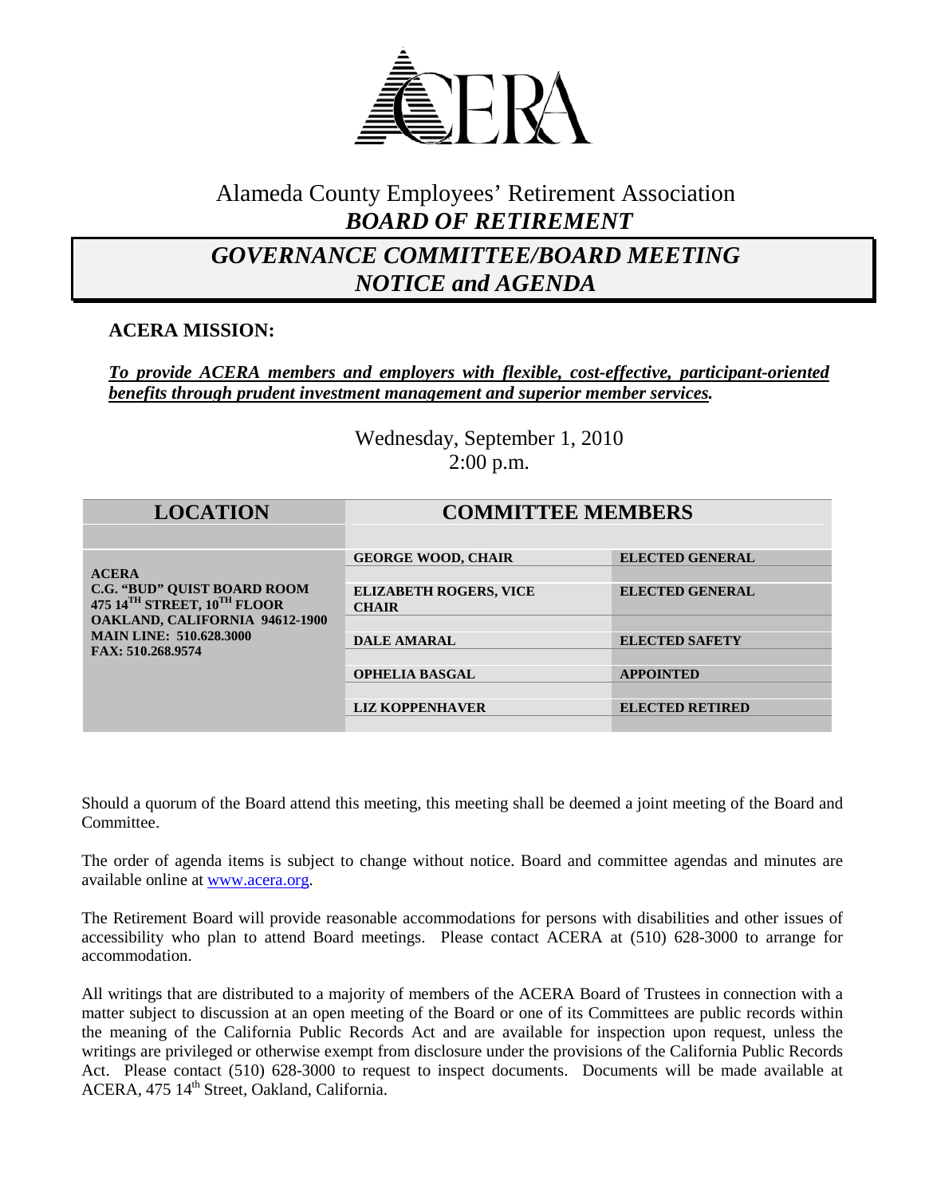# ACERA

## Alameda County Employees' Retirement Association
## *BOARD OF RETIREMENT*

## *GOVERNANCE COMMITTEE/BOARD MEETING NOTICE and AGENDA*

### ACERA MISSION:

***To provide ACERA members and employers with flexible, cost-effective, participant-oriented benefits through prudent investment management and superior member services.***

Wednesday, September 1, 2010
2:00 p.m.

| LOCATION | COMMITTEE MEMBERS | |
|---|---|---|
| **ACERA**<br>**C.G. "BUD" QUIST BOARD ROOM**<br>**475 14TH STREET, 10TH FLOOR**<br>**OAKLAND, CALIFORNIA 94612-1900**<br>**MAIN LINE: 510.628.3000**<br>**FAX: 510.268.9574** | **GEORGE WOOD, CHAIR** | **ELECTED GENERAL** |
| | **ELIZABETH ROGERS, VICE CHAIR** | **ELECTED GENERAL** |
| | **DALE AMARAL** | **ELECTED SAFETY** |
| | **OPHELIA BASGAL** | **APPOINTED** |
| | **LIZ KOPPENHAVER** | **ELECTED RETIRED** |

Should a quorum of the Board attend this meeting, this meeting shall be deemed a joint meeting of the Board and Committee.

The order of agenda items is subject to change without notice. Board and committee agendas and minutes are available online at www.acera.org.

The Retirement Board will provide reasonable accommodations for persons with disabilities and other issues of accessibility who plan to attend Board meetings. Please contact ACERA at (510) 628-3000 to arrange for accommodation.

All writings that are distributed to a majority of members of the ACERA Board of Trustees in connection with a matter subject to discussion at an open meeting of the Board or one of its Committees are public records within the meaning of the California Public Records Act and are available for inspection upon request, unless the writings are privileged or otherwise exempt from disclosure under the provisions of the California Public Records Act. Please contact (510) 628-3000 to request to inspect documents. Documents will be made available at ACERA, 475 14th Street, Oakland, California.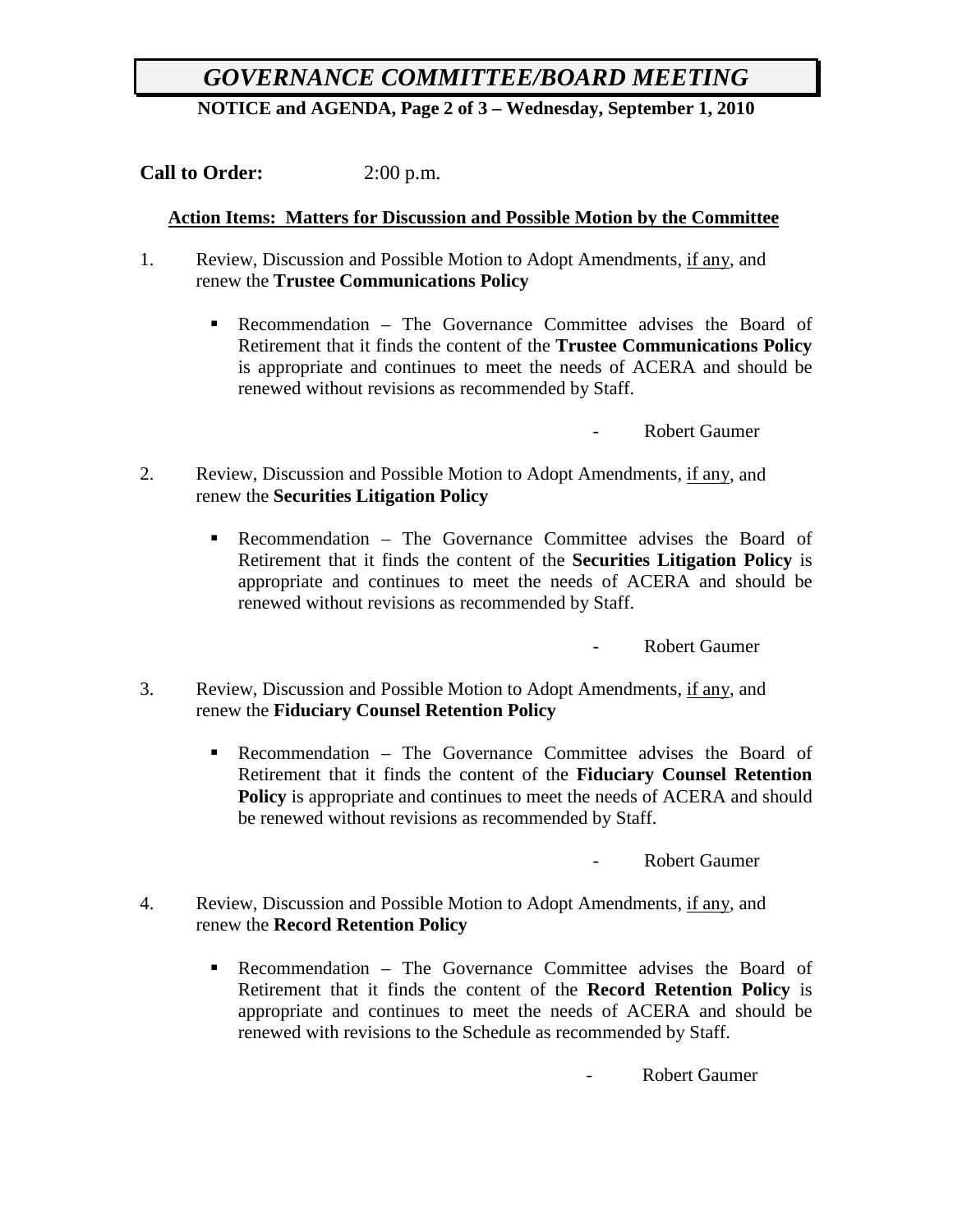# *GOVERNANCE COMMITTEE/BOARD MEETING*

**NOTICE and AGENDA, Page 2 of 3 – Wednesday, September 1, 2010**

**Call to Order:** 2:00 p.m.

**Action Items: Matters for Discussion and Possible Motion by the Committee**

1. Review, Discussion and Possible Motion to Adopt Amendments, if any, and renew the **Trustee Communications Policy**

   - Recommendation – The Governance Committee advises the Board of Retirement that it finds the content of the **Trustee Communications Policy** is appropriate and continues to meet the needs of ACERA and should be renewed without revisions as recommended by Staff.

     \- Robert Gaumer

2. Review, Discussion and Possible Motion to Adopt Amendments, if any, and renew the **Securities Litigation Policy**

   - Recommendation – The Governance Committee advises the Board of Retirement that it finds the content of the **Securities Litigation Policy** is appropriate and continues to meet the needs of ACERA and should be renewed without revisions as recommended by Staff.

     \- Robert Gaumer

3. Review, Discussion and Possible Motion to Adopt Amendments, if any, and renew the **Fiduciary Counsel Retention Policy**

   - Recommendation – The Governance Committee advises the Board of Retirement that it finds the content of the **Fiduciary Counsel Retention Policy** is appropriate and continues to meet the needs of ACERA and should be renewed without revisions as recommended by Staff.

     \- Robert Gaumer

4. Review, Discussion and Possible Motion to Adopt Amendments, if any, and renew the **Record Retention Policy**

   - Recommendation – The Governance Committee advises the Board of Retirement that it finds the content of the **Record Retention Policy** is appropriate and continues to meet the needs of ACERA and should be renewed with revisions to the Schedule as recommended by Staff.

     \- Robert Gaumer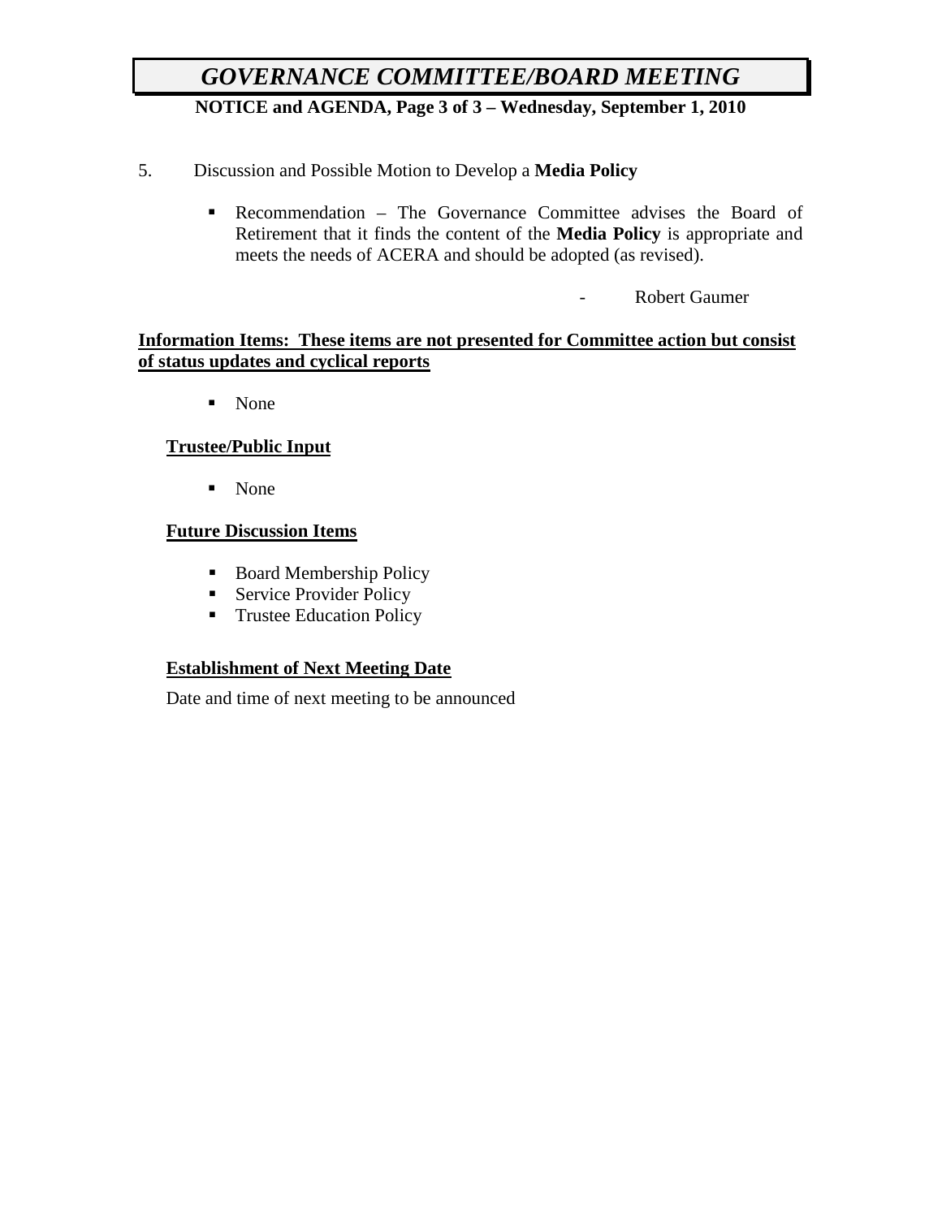5. Discussion and Possible Motion to Develop a **Media Policy**

   - Recommendation – The Governance Committee advises the Board of Retirement that it finds the content of the **Media Policy** is appropriate and meets the needs of ACERA and should be adopted (as revised).

   \- Robert Gaumer

**Information Items: These items are not presented for Committee action but consist of status updates and cyclical reports**

- None

**Trustee/Public Input**

- None

**Future Discussion Items**

- Board Membership Policy
- Service Provider Policy
- Trustee Education Policy

**Establishment of Next Meeting Date**

Date and time of next meeting to be announced